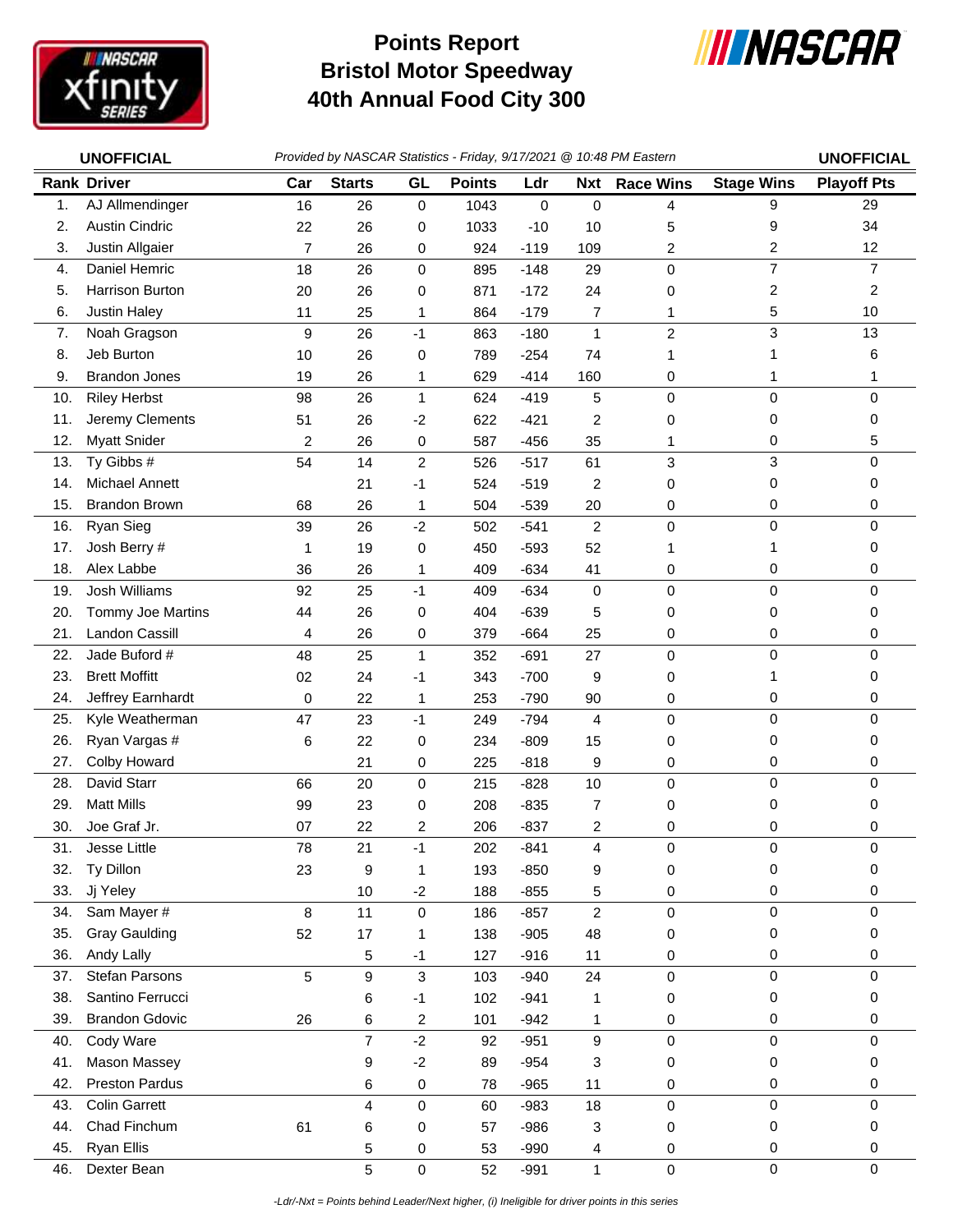# Points Report
# Bristol Motor Speedway
# 40th Annual Food City 300

**UNOFFICIAL** *Provided by NASCAR Statistics - Friday, 9/17/2021 @ 10:48 PM Eastern* **UNOFFICIAL**

| Rank | Driver | Car | Starts | GL | Points | Ldr | Nxt | Race Wins | Stage Wins | Playoff Pts |
|---|---|---|---|---|---|---|---|---|---|---|
| 1. | AJ Allmendinger | 16 | 26 | 0 | 1043 | 0 | 0 | 4 | 9 | 29 |
| 2. | Austin Cindric | 22 | 26 | 0 | 1033 | -10 | 10 | 5 | 9 | 34 |
| 3. | Justin Allgaier | 7 | 26 | 0 | 924 | -119 | 109 | 2 | 2 | 12 |
| 4. | Daniel Hemric | 18 | 26 | 0 | 895 | -148 | 29 | 0 | 7 | 7 |
| 5. | Harrison Burton | 20 | 26 | 0 | 871 | -172 | 24 | 0 | 2 | 2 |
| 6. | Justin Haley | 11 | 25 | 1 | 864 | -179 | 7 | 1 | 5 | 10 |
| 7. | Noah Gragson | 9 | 26 | -1 | 863 | -180 | 1 | 2 | 3 | 13 |
| 8. | Jeb Burton | 10 | 26 | 0 | 789 | -254 | 74 | 1 | 1 | 6 |
| 9. | Brandon Jones | 19 | 26 | 1 | 629 | -414 | 160 | 0 | 1 | 1 |
| 10. | Riley Herbst | 98 | 26 | 1 | 624 | -419 | 5 | 0 | 0 | 0 |
| 11. | Jeremy Clements | 51 | 26 | -2 | 622 | -421 | 2 | 0 | 0 | 0 |
| 12. | Myatt Snider | 2 | 26 | 0 | 587 | -456 | 35 | 1 | 0 | 5 |
| 13. | Ty Gibbs # | 54 | 14 | 2 | 526 | -517 | 61 | 3 | 3 | 0 |
| 14. | Michael Annett | | 21 | -1 | 524 | -519 | 2 | 0 | 0 | 0 |
| 15. | Brandon Brown | 68 | 26 | 1 | 504 | -539 | 20 | 0 | 0 | 0 |
| 16. | Ryan Sieg | 39 | 26 | -2 | 502 | -541 | 2 | 0 | 0 | 0 |
| 17. | Josh Berry # | 1 | 19 | 0 | 450 | -593 | 52 | 1 | 1 | 0 |
| 18. | Alex Labbe | 36 | 26 | 1 | 409 | -634 | 41 | 0 | 0 | 0 |
| 19. | Josh Williams | 92 | 25 | -1 | 409 | -634 | 0 | 0 | 0 | 0 |
| 20. | Tommy Joe Martins | 44 | 26 | 0 | 404 | -639 | 5 | 0 | 0 | 0 |
| 21. | Landon Cassill | 4 | 26 | 0 | 379 | -664 | 25 | 0 | 0 | 0 |
| 22. | Jade Buford # | 48 | 25 | 1 | 352 | -691 | 27 | 0 | 0 | 0 |
| 23. | Brett Moffitt | 02 | 24 | -1 | 343 | -700 | 9 | 0 | 1 | 0 |
| 24. | Jeffrey Earnhardt | 0 | 22 | 1 | 253 | -790 | 90 | 0 | 0 | 0 |
| 25. | Kyle Weatherman | 47 | 23 | -1 | 249 | -794 | 4 | 0 | 0 | 0 |
| 26. | Ryan Vargas # | 6 | 22 | 0 | 234 | -809 | 15 | 0 | 0 | 0 |
| 27. | Colby Howard | | 21 | 0 | 225 | -818 | 9 | 0 | 0 | 0 |
| 28. | David Starr | 66 | 20 | 0 | 215 | -828 | 10 | 0 | 0 | 0 |
| 29. | Matt Mills | 99 | 23 | 0 | 208 | -835 | 7 | 0 | 0 | 0 |
| 30. | Joe Graf Jr. | 07 | 22 | 2 | 206 | -837 | 2 | 0 | 0 | 0 |
| 31. | Jesse Little | 78 | 21 | -1 | 202 | -841 | 4 | 0 | 0 | 0 |
| 32. | Ty Dillon | 23 | 9 | 1 | 193 | -850 | 9 | 0 | 0 | 0 |
| 33. | Jj Yeley | | 10 | -2 | 188 | -855 | 5 | 0 | 0 | 0 |
| 34. | Sam Mayer # | 8 | 11 | 0 | 186 | -857 | 2 | 0 | 0 | 0 |
| 35. | Gray Gaulding | 52 | 17 | 1 | 138 | -905 | 48 | 0 | 0 | 0 |
| 36. | Andy Lally | | 5 | -1 | 127 | -916 | 11 | 0 | 0 | 0 |
| 37. | Stefan Parsons | 5 | 9 | 3 | 103 | -940 | 24 | 0 | 0 | 0 |
| 38. | Santino Ferrucci | | 6 | -1 | 102 | -941 | 1 | 0 | 0 | 0 |
| 39. | Brandon Gdovic | 26 | 6 | 2 | 101 | -942 | 1 | 0 | 0 | 0 |
| 40. | Cody Ware | | 7 | -2 | 92 | -951 | 9 | 0 | 0 | 0 |
| 41. | Mason Massey | | 9 | -2 | 89 | -954 | 3 | 0 | 0 | 0 |
| 42. | Preston Pardus | | 6 | 0 | 78 | -965 | 11 | 0 | 0 | 0 |
| 43. | Colin Garrett | | 4 | 0 | 60 | -983 | 18 | 0 | 0 | 0 |
| 44. | Chad Finchum | 61 | 6 | 0 | 57 | -986 | 3 | 0 | 0 | 0 |
| 45. | Ryan Ellis | | 5 | 0 | 53 | -990 | 4 | 0 | 0 | 0 |
| 46. | Dexter Bean | | 5 | 0 | 52 | -991 | 1 | 0 | 0 | 0 |

*-Ldr/-Nxt = Points behind Leader/Next higher, (i) Ineligible for driver points in this series*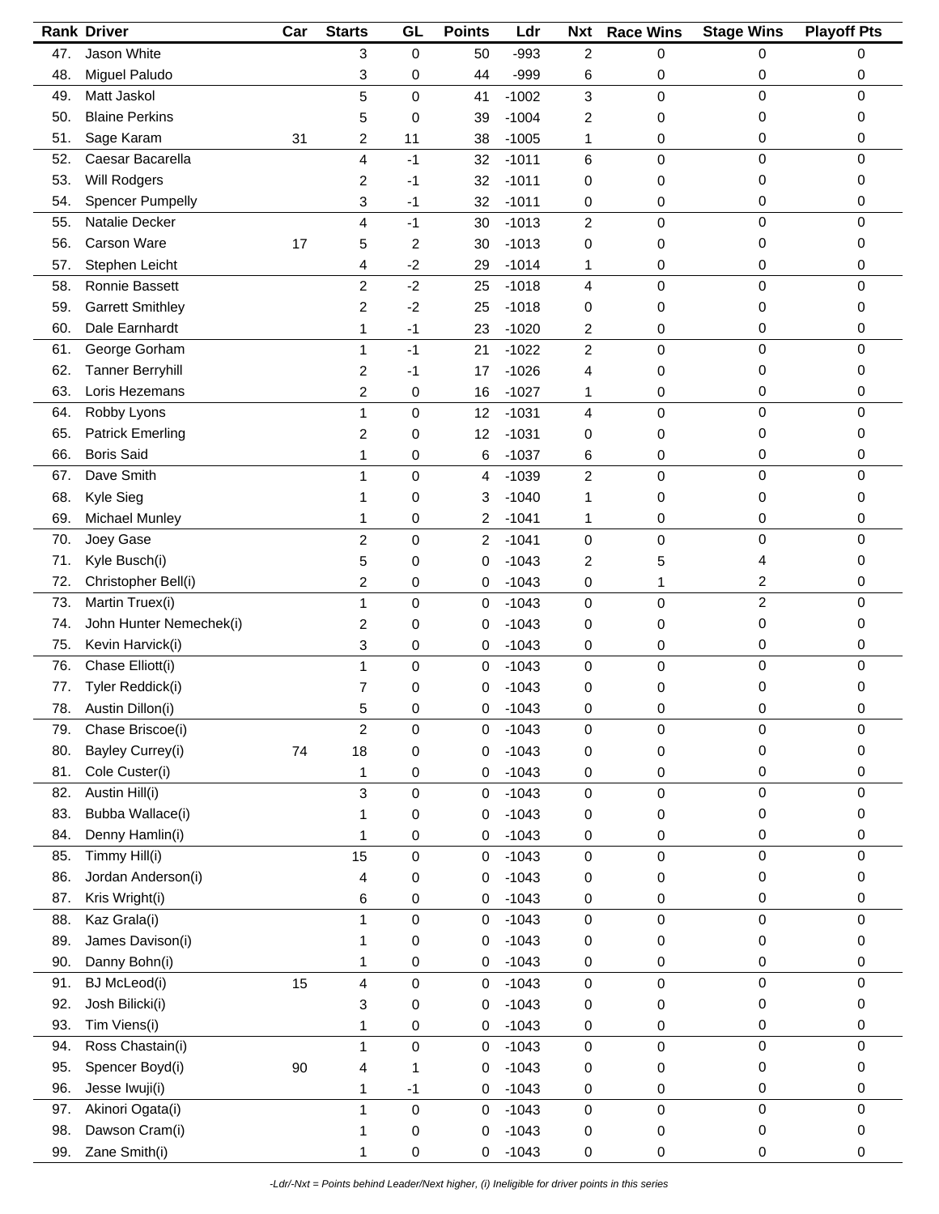| Rank | Driver | Car | Starts | GL | Points | Ldr | Nxt | Race Wins | Stage Wins | Playoff Pts |
|---|---|---|---|---|---|---|---|---|---|---|
| 47. | Jason White | | 3 | 0 | 50 | -993 | 2 | 0 | 0 | 0 |
| 48. | Miguel Paludo | | 3 | 0 | 44 | -999 | 6 | 0 | 0 | 0 |
| 49. | Matt Jaskol | | 5 | 0 | 41 | -1002 | 3 | 0 | 0 | 0 |
| 50. | Blaine Perkins | | 5 | 0 | 39 | -1004 | 2 | 0 | 0 | 0 |
| 51. | Sage Karam | 31 | 2 | 11 | 38 | -1005 | 1 | 0 | 0 | 0 |
| 52. | Caesar Bacarella | | 4 | -1 | 32 | -1011 | 6 | 0 | 0 | 0 |
| 53. | Will Rodgers | | 2 | -1 | 32 | -1011 | 0 | 0 | 0 | 0 |
| 54. | Spencer Pumpelly | | 3 | -1 | 32 | -1011 | 0 | 0 | 0 | 0 |
| 55. | Natalie Decker | | 4 | -1 | 30 | -1013 | 2 | 0 | 0 | 0 |
| 56. | Carson Ware | 17 | 5 | 2 | 30 | -1013 | 0 | 0 | 0 | 0 |
| 57. | Stephen Leicht | | 4 | -2 | 29 | -1014 | 1 | 0 | 0 | 0 |
| 58. | Ronnie Bassett | | 2 | -2 | 25 | -1018 | 4 | 0 | 0 | 0 |
| 59. | Garrett Smithley | | 2 | -2 | 25 | -1018 | 0 | 0 | 0 | 0 |
| 60. | Dale Earnhardt | | 1 | -1 | 23 | -1020 | 2 | 0 | 0 | 0 |
| 61. | George Gorham | | 1 | -1 | 21 | -1022 | 2 | 0 | 0 | 0 |
| 62. | Tanner Berryhill | | 2 | -1 | 17 | -1026 | 4 | 0 | 0 | 0 |
| 63. | Loris Hezemans | | 2 | 0 | 16 | -1027 | 1 | 0 | 0 | 0 |
| 64. | Robby Lyons | | 1 | 0 | 12 | -1031 | 4 | 0 | 0 | 0 |
| 65. | Patrick Emerling | | 2 | 0 | 12 | -1031 | 0 | 0 | 0 | 0 |
| 66. | Boris Said | | 1 | 0 | 6 | -1037 | 6 | 0 | 0 | 0 |
| 67. | Dave Smith | | 1 | 0 | 4 | -1039 | 2 | 0 | 0 | 0 |
| 68. | Kyle Sieg | | 1 | 0 | 3 | -1040 | 1 | 0 | 0 | 0 |
| 69. | Michael Munley | | 1 | 0 | 2 | -1041 | 1 | 0 | 0 | 0 |
| 70. | Joey Gase | | 2 | 0 | 2 | -1041 | 0 | 0 | 0 | 0 |
| 71. | Kyle Busch(i) | | 5 | 0 | 0 | -1043 | 2 | 5 | 4 | 0 |
| 72. | Christopher Bell(i) | | 2 | 0 | 0 | -1043 | 0 | 1 | 2 | 0 |
| 73. | Martin Truex(i) | | 1 | 0 | 0 | -1043 | 0 | 0 | 2 | 0 |
| 74. | John Hunter Nemechek(i) | | 2 | 0 | 0 | -1043 | 0 | 0 | 0 | 0 |
| 75. | Kevin Harvick(i) | | 3 | 0 | 0 | -1043 | 0 | 0 | 0 | 0 |
| 76. | Chase Elliott(i) | | 1 | 0 | 0 | -1043 | 0 | 0 | 0 | 0 |
| 77. | Tyler Reddick(i) | | 7 | 0 | 0 | -1043 | 0 | 0 | 0 | 0 |
| 78. | Austin Dillon(i) | | 5 | 0 | 0 | -1043 | 0 | 0 | 0 | 0 |
| 79. | Chase Briscoe(i) | | 2 | 0 | 0 | -1043 | 0 | 0 | 0 | 0 |
| 80. | Bayley Currey(i) | 74 | 18 | 0 | 0 | -1043 | 0 | 0 | 0 | 0 |
| 81. | Cole Custer(i) | | 1 | 0 | 0 | -1043 | 0 | 0 | 0 | 0 |
| 82. | Austin Hill(i) | | 3 | 0 | 0 | -1043 | 0 | 0 | 0 | 0 |
| 83. | Bubba Wallace(i) | | 1 | 0 | 0 | -1043 | 0 | 0 | 0 | 0 |
| 84. | Denny Hamlin(i) | | 1 | 0 | 0 | -1043 | 0 | 0 | 0 | 0 |
| 85. | Timmy Hill(i) | | 15 | 0 | 0 | -1043 | 0 | 0 | 0 | 0 |
| 86. | Jordan Anderson(i) | | 4 | 0 | 0 | -1043 | 0 | 0 | 0 | 0 |
| 87. | Kris Wright(i) | | 6 | 0 | 0 | -1043 | 0 | 0 | 0 | 0 |
| 88. | Kaz Grala(i) | | 1 | 0 | 0 | -1043 | 0 | 0 | 0 | 0 |
| 89. | James Davison(i) | | 1 | 0 | 0 | -1043 | 0 | 0 | 0 | 0 |
| 90. | Danny Bohn(i) | | 1 | 0 | 0 | -1043 | 0 | 0 | 0 | 0 |
| 91. | BJ McLeod(i) | 15 | 4 | 0 | 0 | -1043 | 0 | 0 | 0 | 0 |
| 92. | Josh Bilicki(i) | | 3 | 0 | 0 | -1043 | 0 | 0 | 0 | 0 |
| 93. | Tim Viens(i) | | 1 | 0 | 0 | -1043 | 0 | 0 | 0 | 0 |
| 94. | Ross Chastain(i) | | 1 | 0 | 0 | -1043 | 0 | 0 | 0 | 0 |
| 95. | Spencer Boyd(i) | 90 | 4 | 1 | 0 | -1043 | 0 | 0 | 0 | 0 |
| 96. | Jesse Iwuji(i) | | 1 | -1 | 0 | -1043 | 0 | 0 | 0 | 0 |
| 97. | Akinori Ogata(i) | | 1 | 0 | 0 | -1043 | 0 | 0 | 0 | 0 |
| 98. | Dawson Cram(i) | | 1 | 0 | 0 | -1043 | 0 | 0 | 0 | 0 |
| 99. | Zane Smith(i) | | 1 | 0 | 0 | -1043 | 0 | 0 | 0 | 0 |

*-Ldr/-Nxt = Points behind Leader/Next higher, (i) Ineligible for driver points in this series*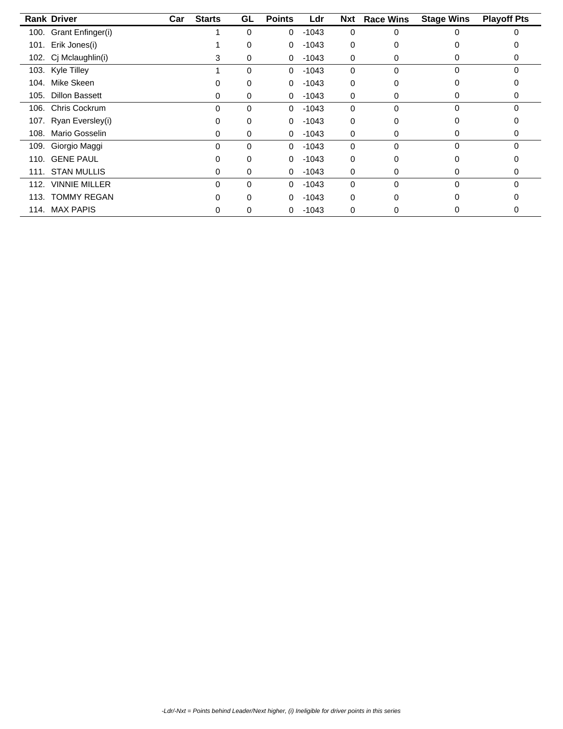| Rank | Driver | Car | Starts | GL | Points | Ldr | Nxt | Race Wins | Stage Wins | Playoff Pts |
|---|---|---|---|---|---|---|---|---|---|---|
| 100. | Grant Enfinger(i) | | 1 | 0 | 0 | -1043 | 0 | 0 | 0 | 0 |
| 101. | Erik Jones(i) | | 1 | 0 | 0 | -1043 | 0 | 0 | 0 | 0 |
| 102. | Cj Mclaughlin(i) | | 3 | 0 | 0 | -1043 | 0 | 0 | 0 | 0 |
| 103. | Kyle Tilley | | 1 | 0 | 0 | -1043 | 0 | 0 | 0 | 0 |
| 104. | Mike Skeen | | 0 | 0 | 0 | -1043 | 0 | 0 | 0 | 0 |
| 105. | Dillon Bassett | | 0 | 0 | 0 | -1043 | 0 | 0 | 0 | 0 |
| 106. | Chris Cockrum | | 0 | 0 | 0 | -1043 | 0 | 0 | 0 | 0 |
| 107. | Ryan Eversley(i) | | 0 | 0 | 0 | -1043 | 0 | 0 | 0 | 0 |
| 108. | Mario Gosselin | | 0 | 0 | 0 | -1043 | 0 | 0 | 0 | 0 |
| 109. | Giorgio Maggi | | 0 | 0 | 0 | -1043 | 0 | 0 | 0 | 0 |
| 110. | GENE PAUL | | 0 | 0 | 0 | -1043 | 0 | 0 | 0 | 0 |
| 111. | STAN MULLIS | | 0 | 0 | 0 | -1043 | 0 | 0 | 0 | 0 |
| 112. | VINNIE MILLER | | 0 | 0 | 0 | -1043 | 0 | 0 | 0 | 0 |
| 113. | TOMMY REGAN | | 0 | 0 | 0 | -1043 | 0 | 0 | 0 | 0 |
| 114. | MAX PAPIS | | 0 | 0 | 0 | -1043 | 0 | 0 | 0 | 0 |

*-Ldr/-Nxt = Points behind Leader/Next higher, (i) Ineligible for driver points in this series*